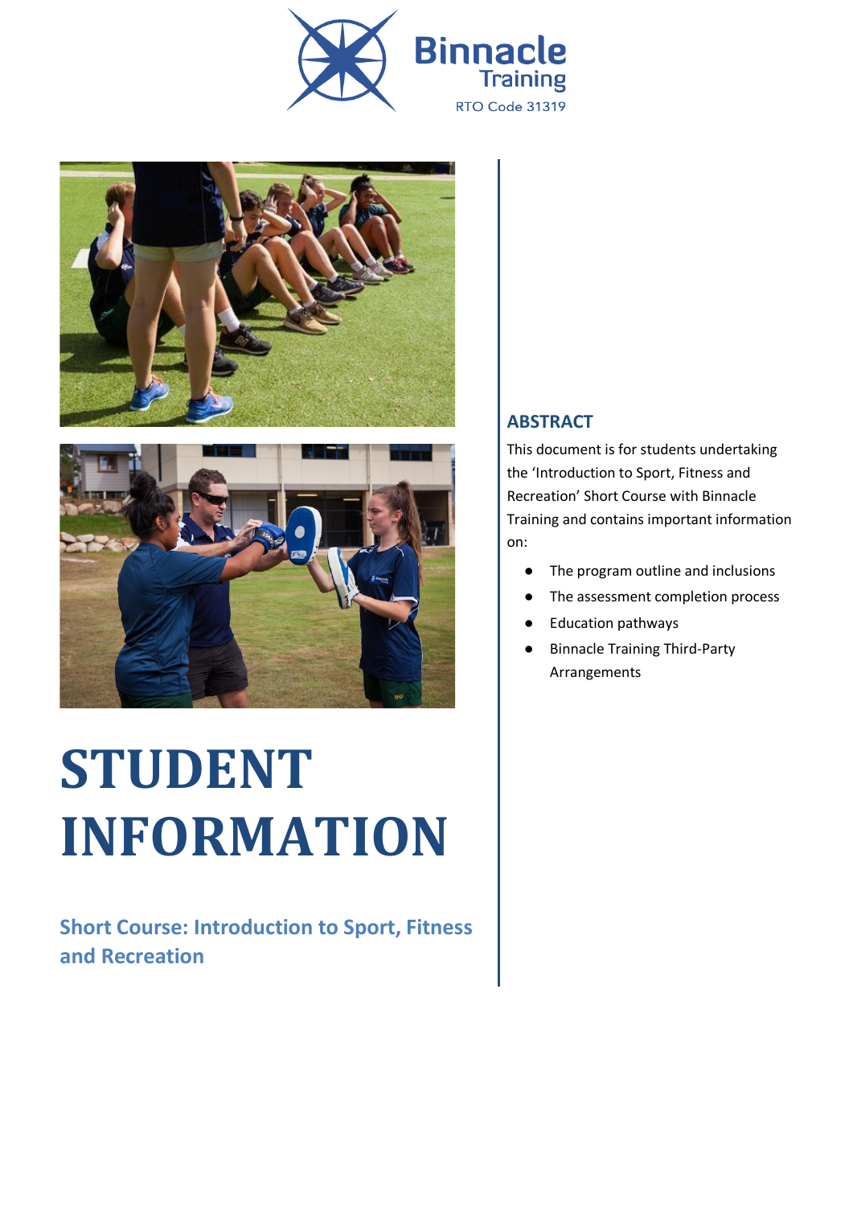Binnacle Training

RTO Code 31319

# STUDENT INFORMATION

## Short Course: Introduction to Sport, Fitness and Recreation

### ABSTRACT

This document is for students undertaking the 'Introduction to Sport, Fitness and Recreation' Short Course with Binnacle Training and contains important information on:

- The program outline and inclusions
- The assessment completion process
- Education pathways
- Binnacle Training Third-Party Arrangements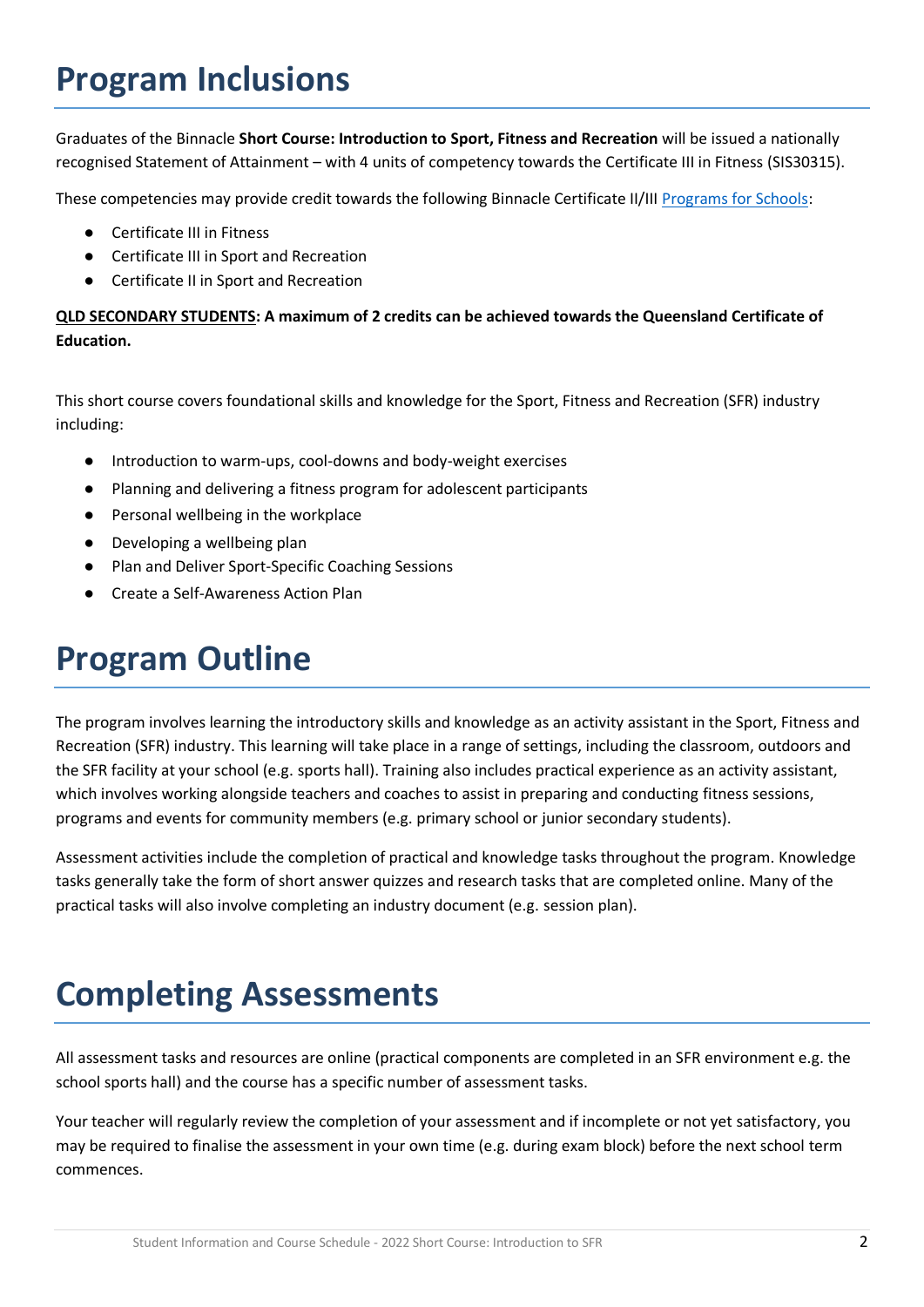# Program Inclusions

Graduates of the Binnacle **Short Course: Introduction to Sport, Fitness and Recreation** will be issued a nationally recognised Statement of Attainment – with 4 units of competency towards the Certificate III in Fitness (SIS30315).

These competencies may provide credit towards the following Binnacle Certificate II/III Programs for Schools:

- Certificate III in Fitness
- Certificate III in Sport and Recreation
- Certificate II in Sport and Recreation

**QLD SECONDARY STUDENTS: A maximum of 2 credits can be achieved towards the Queensland Certificate of Education.**

This short course covers foundational skills and knowledge for the Sport, Fitness and Recreation (SFR) industry including:

- Introduction to warm-ups, cool-downs and body-weight exercises
- Planning and delivering a fitness program for adolescent participants
- Personal wellbeing in the workplace
- Developing a wellbeing plan
- Plan and Deliver Sport-Specific Coaching Sessions
- Create a Self-Awareness Action Plan

# Program Outline

The program involves learning the introductory skills and knowledge as an activity assistant in the Sport, Fitness and Recreation (SFR) industry. This learning will take place in a range of settings, including the classroom, outdoors and the SFR facility at your school (e.g. sports hall). Training also includes practical experience as an activity assistant, which involves working alongside teachers and coaches to assist in preparing and conducting fitness sessions, programs and events for community members (e.g. primary school or junior secondary students).

Assessment activities include the completion of practical and knowledge tasks throughout the program. Knowledge tasks generally take the form of short answer quizzes and research tasks that are completed online. Many of the practical tasks will also involve completing an industry document (e.g. session plan).

# Completing Assessments

All assessment tasks and resources are online (practical components are completed in an SFR environment e.g. the school sports hall) and the course has a specific number of assessment tasks.

Your teacher will regularly review the completion of your assessment and if incomplete or not yet satisfactory, you may be required to finalise the assessment in your own time (e.g. during exam block) before the next school term commences.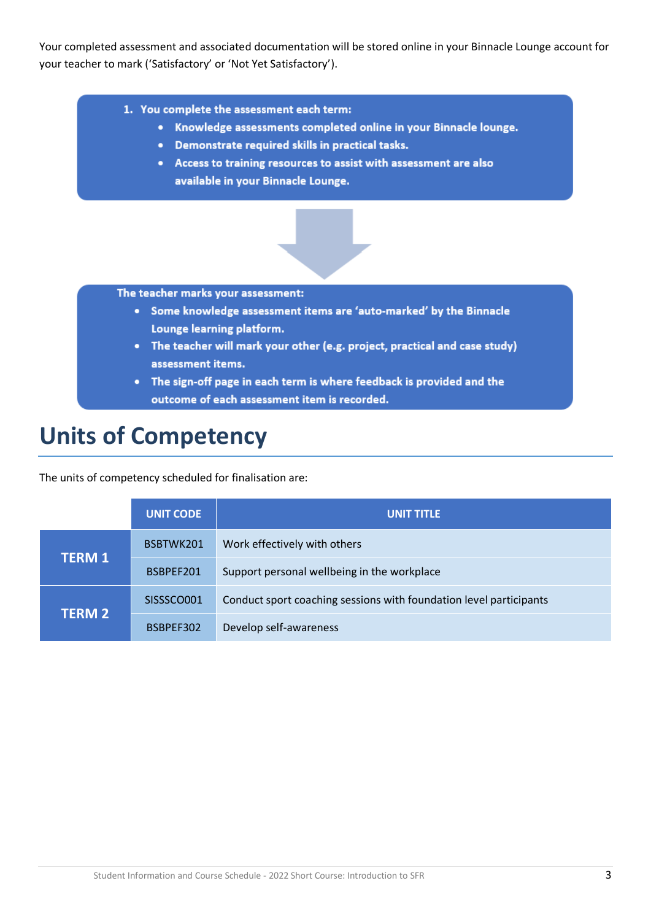Your completed assessment and associated documentation will be stored online in your Binnacle Lounge account for your teacher to mark ('Satisfactory' or 'Not Yet Satisfactory').

1. **You complete the assessment each term:**
   - **Knowledge assessments completed online in your Binnacle lounge.**
   - **Demonstrate required skills in practical tasks.**
   - **Access to training resources to assist with assessment are also available in your Binnacle Lounge.**

**The teacher marks your assessment:**

- **Some knowledge assessment items are 'auto-marked' by the Binnacle Lounge learning platform.**
- **The teacher will mark your other (e.g. project, practical and case study) assessment items.**
- **The sign-off page in each term is where feedback is provided and the outcome of each assessment item is recorded.**

# Units of Competency

The units of competency scheduled for finalisation are:

| | UNIT CODE | UNIT TITLE |
|---|---|---|
| **TERM 1** | BSBTWK201 | Work effectively with others |
| | BSBPEF201 | Support personal wellbeing in the workplace |
| **TERM 2** | SISSSCO001 | Conduct sport coaching sessions with foundation level participants |
| | BSBPEF302 | Develop self-awareness |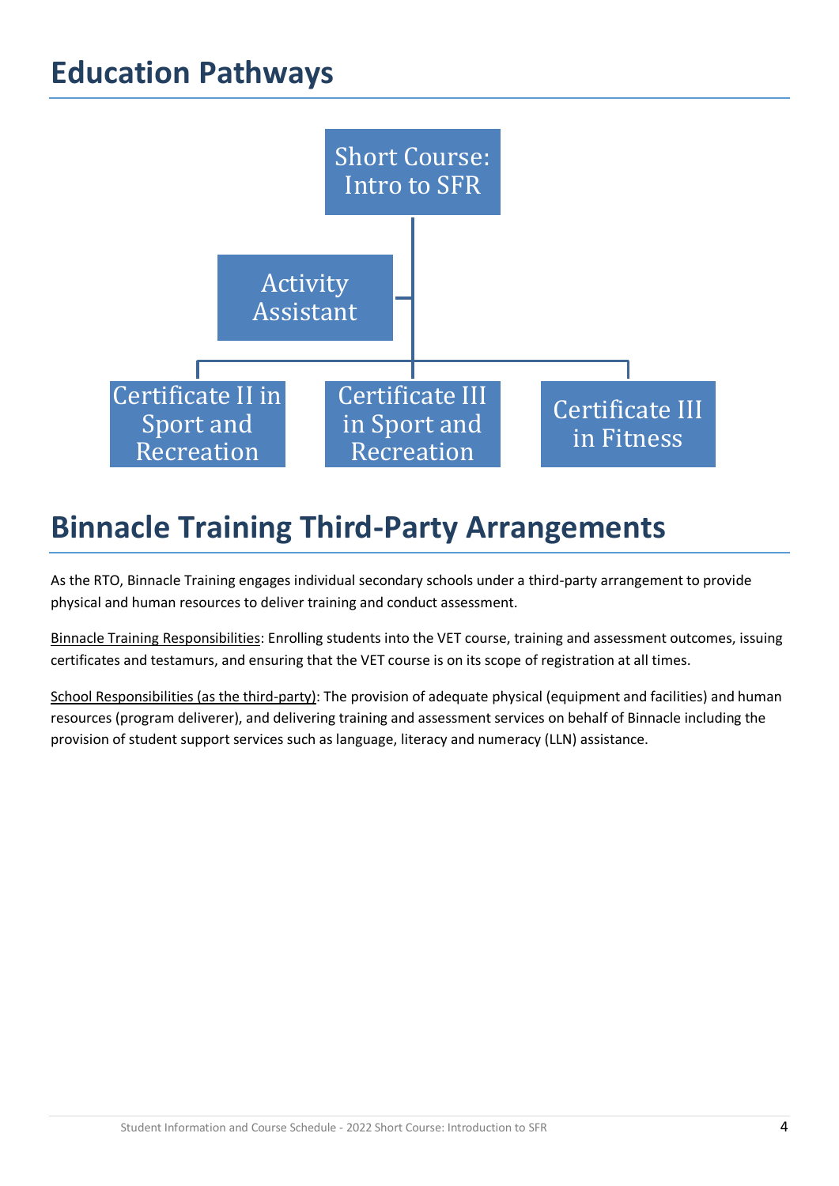# Education Pathways

Short Course: Intro to SFR

Activity Assistant

Certificate II in Sport and Recreation

Certificate III in Sport and Recreation

Certificate III in Fitness

# Binnacle Training Third-Party Arrangements

As the RTO, Binnacle Training engages individual secondary schools under a third-party arrangement to provide physical and human resources to deliver training and conduct assessment.

<u>Binnacle Training Responsibilities</u>: Enrolling students into the VET course, training and assessment outcomes, issuing certificates and testamurs, and ensuring that the VET course is on its scope of registration at all times.

<u>School Responsibilities (as the third-party)</u>: The provision of adequate physical (equipment and facilities) and human resources (program deliverer), and delivering training and assessment services on behalf of Binnacle including the provision of student support services such as language, literacy and numeracy (LLN) assistance.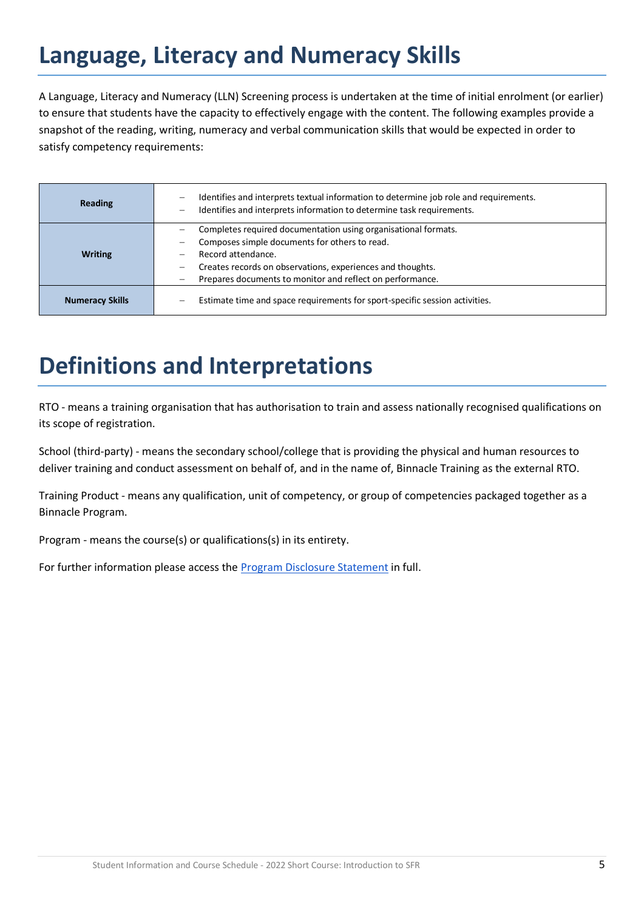# Language, Literacy and Numeracy Skills

A Language, Literacy and Numeracy (LLN) Screening process is undertaken at the time of initial enrolment (or earlier) to ensure that students have the capacity to effectively engage with the content. The following examples provide a snapshot of the reading, writing, numeracy and verbal communication skills that would be expected in order to satisfy competency requirements:

| | |
|---|---|
| **Reading** | – Identifies and interprets textual information to determine job role and requirements.<br>– Identifies and interprets information to determine task requirements. |
| **Writing** | – Completes required documentation using organisational formats.<br>– Composes simple documents for others to read.<br>– Record attendance.<br>– Creates records on observations, experiences and thoughts.<br>– Prepares documents to monitor and reflect on performance. |
| **Numeracy Skills** | – Estimate time and space requirements for sport-specific session activities. |

# Definitions and Interpretations

RTO - means a training organisation that has authorisation to train and assess nationally recognised qualifications on its scope of registration.

School (third-party) - means the secondary school/college that is providing the physical and human resources to deliver training and conduct assessment on behalf of, and in the name of, Binnacle Training as the external RTO.

Training Product - means any qualification, unit of competency, or group of competencies packaged together as a Binnacle Program.

Program - means the course(s) or qualifications(s) in its entirety.

For further information please access the [Program Disclosure Statement] in full.